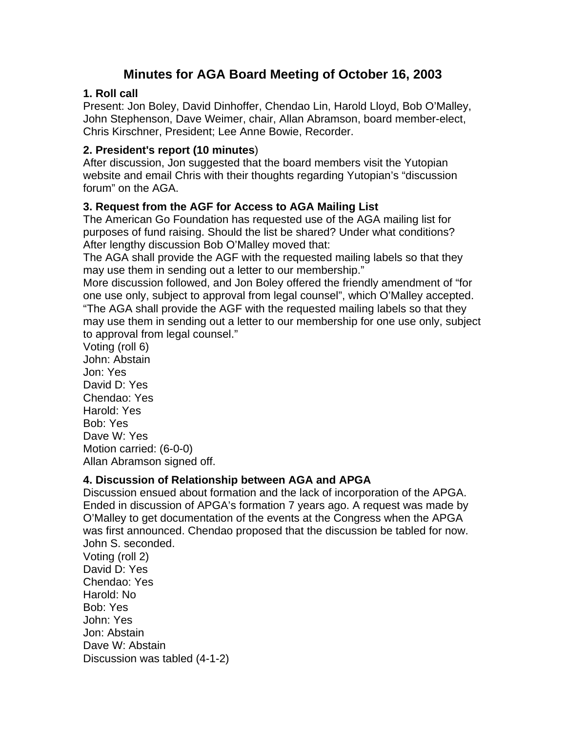# Minutes for AGA Board Meeting of October 16, 2003

### 1. Roll call

Present: Jon Boley, David Dinhoffer, Chendao Lin, Harold Lloyd, Bob O'Malley, John Stephenson, Dave Weimer, chair, Allan Abramson, board member-elect, Chris Kirschner, President; Lee Anne Bowie, Recorder.

### 2. President's report (10 minutes)

After discussion, Jon suggested that the board members visit the Yutopian website and email Chris with their thoughts regarding Yutopian's "discussion forum" on the AGA.

### 3. Request from the AGF for Access to AGA Mailing List

The American Go Foundation has requested use of the AGA mailing list for purposes of fund raising. Should the list be shared? Under what conditions? After lengthy discussion Bob O'Malley moved that:

The AGA shall provide the AGF with the requested mailing labels so that they may use them in sending out a letter to our membership."

More discussion followed, and Jon Boley offered the friendly amendment of "for one use only, subject to approval from legal counsel", which O'Malley accepted.

"The AGA shall provide the AGF with the requested mailing labels so that they may use them in sending out a letter to our membership for one use only, subject to approval from legal counsel."

Voting (roll 6)
John: Abstain
Jon: Yes
David D: Yes
Chendao: Yes
Harold: Yes
Bob: Yes
Dave W: Yes
Motion carried: (6-0-0)
Allan Abramson signed off.

### 4. Discussion of Relationship between AGA and APGA

Discussion ensued about formation and the lack of incorporation of the APGA. Ended in discussion of APGA's formation 7 years ago. A request was made by O'Malley to get documentation of the events at the Congress when the APGA was first announced. Chendao proposed that the discussion be tabled for now. John S. seconded.

Voting (roll 2)
David D: Yes
Chendao: Yes
Harold: No
Bob: Yes
John: Yes
Jon: Abstain
Dave W: Abstain
Discussion was tabled (4-1-2)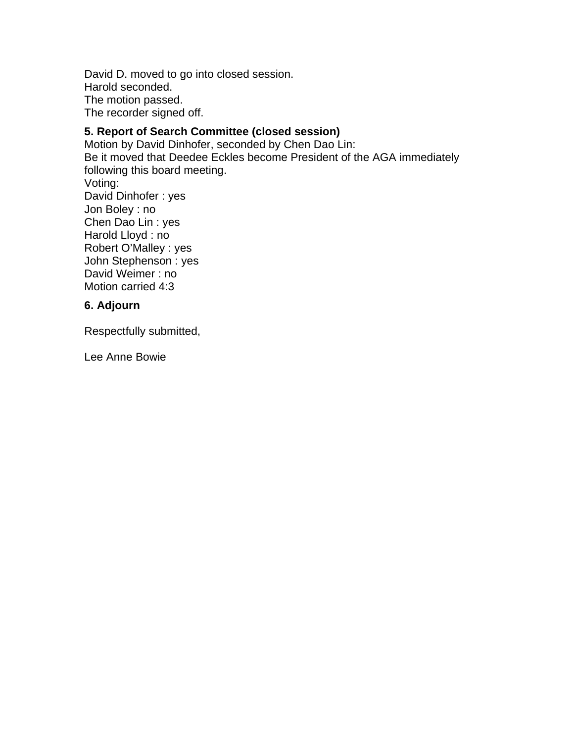David D. moved to go into closed session.
Harold seconded.
The motion passed.
The recorder signed off.

**5. Report of Search Committee (closed session)**
Motion by David Dinhofer, seconded by Chen Dao Lin:
Be it moved that Deedee Eckles become President of the AGA immediately following this board meeting.
Voting:
David Dinhofer : yes
Jon Boley : no
Chen Dao Lin : yes
Harold Lloyd : no
Robert O'Malley : yes
John Stephenson : yes
David Weimer : no
Motion carried 4:3

**6. Adjourn**

Respectfully submitted,

Lee Anne Bowie